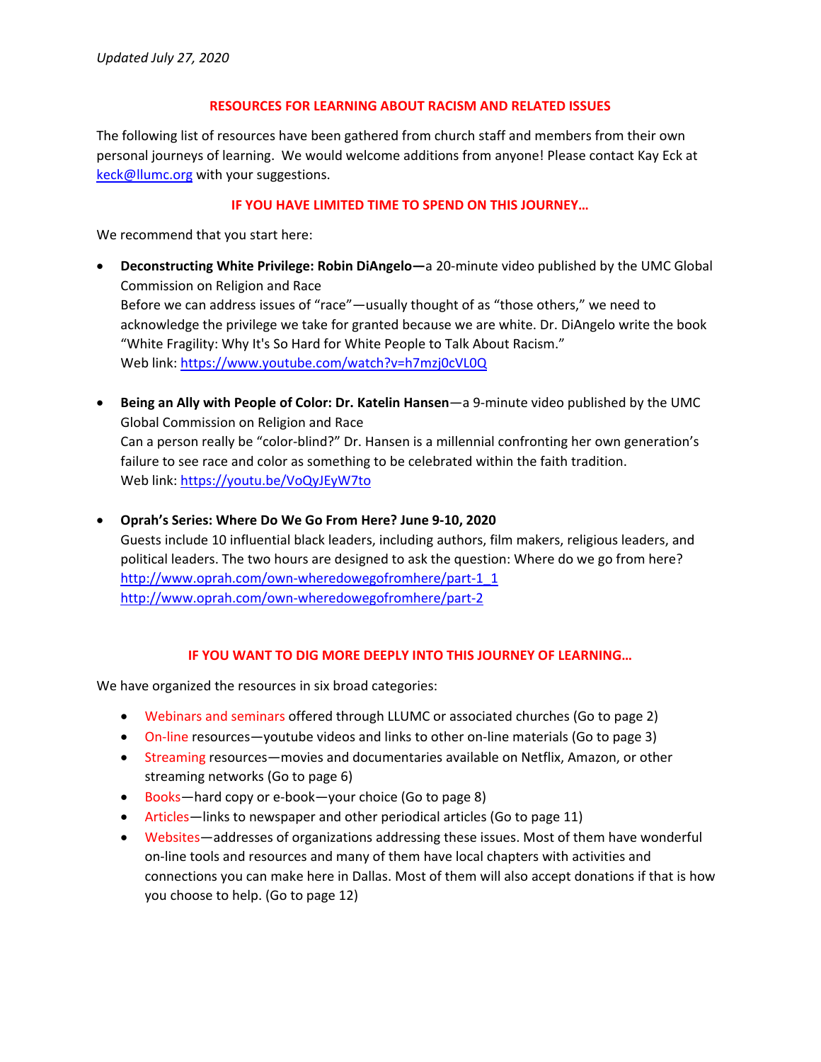*Updated July 27, 2020*

## RESOURCES FOR LEARNING ABOUT RACISM AND RELATED ISSUES

The following list of resources have been gathered from church staff and members from their own personal journeys of learning. We would welcome additions from anyone! Please contact Kay Eck at keck@llumc.org with your suggestions.

### IF YOU HAVE LIMITED TIME TO SPEND ON THIS JOURNEY…

We recommend that you start here:

- **Deconstructing White Privilege: Robin DiAngelo—**a 20-minute video published by the UMC Global Commission on Religion and Race
  Before we can address issues of "race"—usually thought of as "those others," we need to acknowledge the privilege we take for granted because we are white. Dr. DiAngelo write the book "White Fragility: Why It's So Hard for White People to Talk About Racism."
  Web link: https://www.youtube.com/watch?v=h7mzj0cVL0Q

- **Being an Ally with People of Color: Dr. Katelin Hansen**—a 9-minute video published by the UMC Global Commission on Religion and Race
  Can a person really be "color-blind?" Dr. Hansen is a millennial confronting her own generation's failure to see race and color as something to be celebrated within the faith tradition.
  Web link: https://youtu.be/VoQyJEyW7to

- **Oprah's Series: Where Do We Go From Here? June 9-10, 2020**
  Guests include 10 influential black leaders, including authors, film makers, religious leaders, and political leaders. The two hours are designed to ask the question: Where do we go from here?
  http://www.oprah.com/own-wheredowegofromhere/part-1_1
  http://www.oprah.com/own-wheredowegofromhere/part-2

### IF YOU WANT TO DIG MORE DEEPLY INTO THIS JOURNEY OF LEARNING…

We have organized the resources in six broad categories:

- Webinars and seminars offered through LLUMC or associated churches (Go to page 2)
- On-line resources—youtube videos and links to other on-line materials (Go to page 3)
- Streaming resources—movies and documentaries available on Netflix, Amazon, or other streaming networks (Go to page 6)
- Books—hard copy or e-book—your choice (Go to page 8)
- Articles—links to newspaper and other periodical articles (Go to page 11)
- Websites—addresses of organizations addressing these issues. Most of them have wonderful on-line tools and resources and many of them have local chapters with activities and connections you can make here in Dallas. Most of them will also accept donations if that is how you choose to help. (Go to page 12)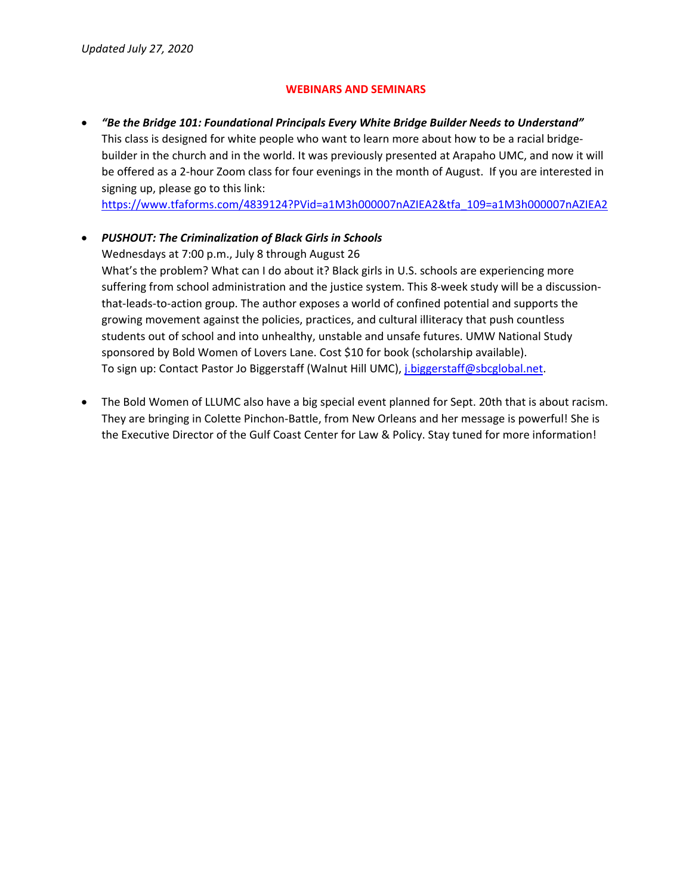*Updated July 27, 2020*

## WEBINARS AND SEMINARS

- ***"Be the Bridge 101: Foundational Principals Every White Bridge Builder Needs to Understand"***
  This class is designed for white people who want to learn more about how to be a racial bridge-builder in the church and in the world. It was previously presented at Arapaho UMC, and now it will be offered as a 2-hour Zoom class for four evenings in the month of August. If you are interested in signing up, please go to this link:
  https://www.tfaforms.com/4839124?PVid=a1M3h000007nAZIEA2&tfa_109=a1M3h000007nAZIEA2

- ***PUSHOUT: The Criminalization of Black Girls in Schools***
  Wednesdays at 7:00 p.m., July 8 through August 26
  What's the problem? What can I do about it? Black girls in U.S. schools are experiencing more suffering from school administration and the justice system. This 8-week study will be a discussion-that-leads-to-action group. The author exposes a world of confined potential and supports the growing movement against the policies, practices, and cultural illiteracy that push countless students out of school and into unhealthy, unstable and unsafe futures. UMW National Study sponsored by Bold Women of Lovers Lane. Cost $10 for book (scholarship available).
  To sign up: Contact Pastor Jo Biggerstaff (Walnut Hill UMC), j.biggerstaff@sbcglobal.net.

- The Bold Women of LLUMC also have a big special event planned for Sept. 20th that is about racism. They are bringing in Colette Pinchon-Battle, from New Orleans and her message is powerful! She is the Executive Director of the Gulf Coast Center for Law & Policy. Stay tuned for more information!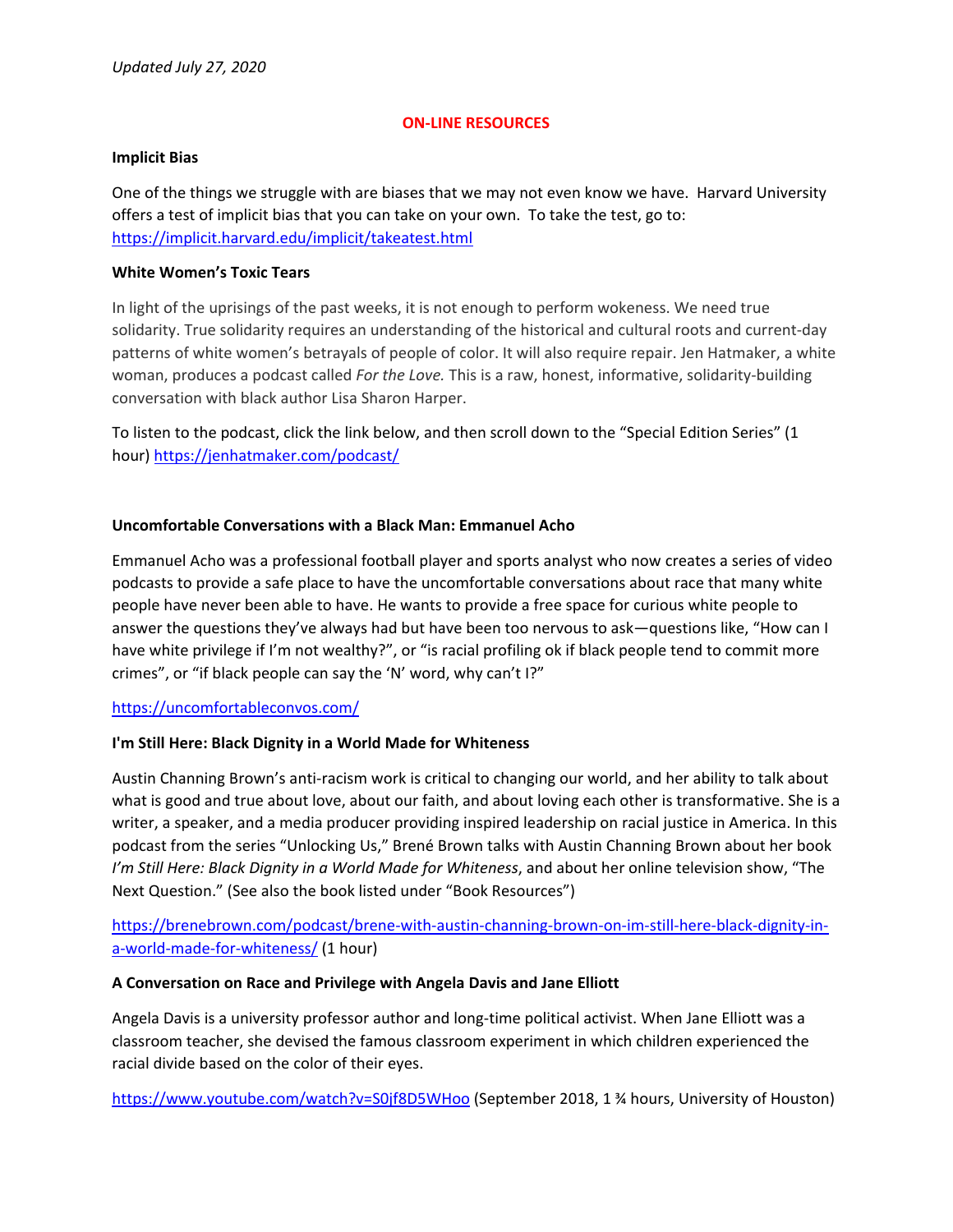*Updated July 27, 2020*

## ON-LINE RESOURCES

**Implicit Bias**

One of the things we struggle with are biases that we may not even know we have. Harvard University offers a test of implicit bias that you can take on your own. To take the test, go to: https://implicit.harvard.edu/implicit/takeatest.html

**White Women's Toxic Tears**

In light of the uprisings of the past weeks, it is not enough to perform wokeness. We need true solidarity. True solidarity requires an understanding of the historical and cultural roots and current-day patterns of white women's betrayals of people of color. It will also require repair. Jen Hatmaker, a white woman, produces a podcast called *For the Love.* This is a raw, honest, informative, solidarity-building conversation with black author Lisa Sharon Harper.

To listen to the podcast, click the link below, and then scroll down to the "Special Edition Series" (1 hour) https://jenhatmaker.com/podcast/

**Uncomfortable Conversations with a Black Man: Emmanuel Acho**

Emmanuel Acho was a professional football player and sports analyst who now creates a series of video podcasts to provide a safe place to have the uncomfortable conversations about race that many white people have never been able to have. He wants to provide a free space for curious white people to answer the questions they've always had but have been too nervous to ask—questions like, "How can I have white privilege if I'm not wealthy?", or "is racial profiling ok if black people tend to commit more crimes", or "if black people can say the 'N' word, why can't I?"

https://uncomfortableconvos.com/

**I'm Still Here: Black Dignity in a World Made for Whiteness**

Austin Channing Brown's anti-racism work is critical to changing our world, and her ability to talk about what is good and true about love, about our faith, and about loving each other is transformative. She is a writer, a speaker, and a media producer providing inspired leadership on racial justice in America. In this podcast from the series "Unlocking Us," Brené Brown talks with Austin Channing Brown about her book *I'm Still Here: Black Dignity in a World Made for Whiteness*, and about her online television show, "The Next Question." (See also the book listed under "Book Resources")

https://brenebrown.com/podcast/brene-with-austin-channing-brown-on-im-still-here-black-dignity-in-a-world-made-for-whiteness/ (1 hour)

**A Conversation on Race and Privilege with Angela Davis and Jane Elliott**

Angela Davis is a university professor author and long-time political activist. When Jane Elliott was a classroom teacher, she devised the famous classroom experiment in which children experienced the racial divide based on the color of their eyes.

https://www.youtube.com/watch?v=S0jf8D5WHoo (September 2018, 1 ¾ hours, University of Houston)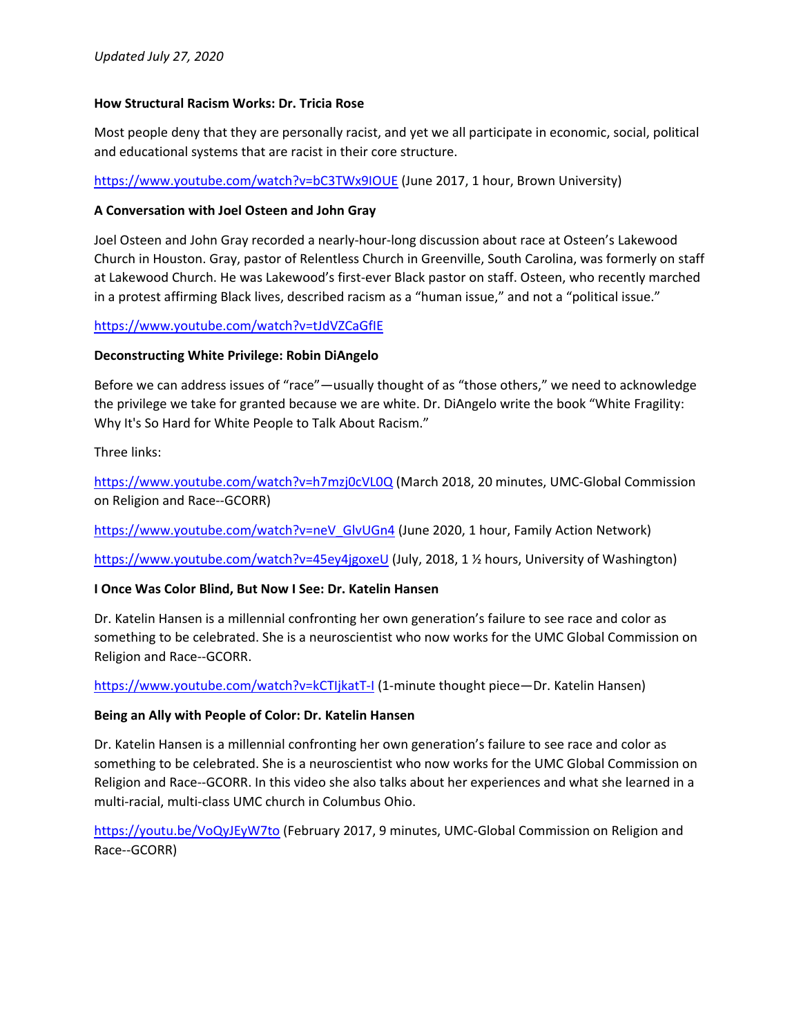*Updated July 27, 2020*

**How Structural Racism Works: Dr. Tricia Rose**

Most people deny that they are personally racist, and yet we all participate in economic, social, political and educational systems that are racist in their core structure.

https://www.youtube.com/watch?v=bC3TWx9IOUE (June 2017, 1 hour, Brown University)

**A Conversation with Joel Osteen and John Gray**

Joel Osteen and John Gray recorded a nearly-hour-long discussion about race at Osteen's Lakewood Church in Houston. Gray, pastor of Relentless Church in Greenville, South Carolina, was formerly on staff at Lakewood Church. He was Lakewood's first-ever Black pastor on staff. Osteen, who recently marched in a protest affirming Black lives, described racism as a "human issue," and not a "political issue."

https://www.youtube.com/watch?v=tJdVZCaGfIE

**Deconstructing White Privilege: Robin DiAngelo**

Before we can address issues of "race"—usually thought of as "those others," we need to acknowledge the privilege we take for granted because we are white. Dr. DiAngelo write the book "White Fragility: Why It's So Hard for White People to Talk About Racism."

Three links:

https://www.youtube.com/watch?v=h7mzj0cVL0Q (March 2018, 20 minutes, UMC-Global Commission on Religion and Race--GCORR)

https://www.youtube.com/watch?v=neV_GlvUGn4 (June 2020, 1 hour, Family Action Network)

https://www.youtube.com/watch?v=45ey4jgoxeU (July, 2018, 1 ½ hours, University of Washington)

**I Once Was Color Blind, But Now I See: Dr. Katelin Hansen**

Dr. Katelin Hansen is a millennial confronting her own generation's failure to see race and color as something to be celebrated. She is a neuroscientist who now works for the UMC Global Commission on Religion and Race--GCORR.

https://www.youtube.com/watch?v=kCTIjkatT-I (1-minute thought piece—Dr. Katelin Hansen)

**Being an Ally with People of Color: Dr. Katelin Hansen**

Dr. Katelin Hansen is a millennial confronting her own generation's failure to see race and color as something to be celebrated. She is a neuroscientist who now works for the UMC Global Commission on Religion and Race--GCORR. In this video she also talks about her experiences and what she learned in a multi-racial, multi-class UMC church in Columbus Ohio.

https://youtu.be/VoQyJEyW7to (February 2017, 9 minutes, UMC-Global Commission on Religion and Race--GCORR)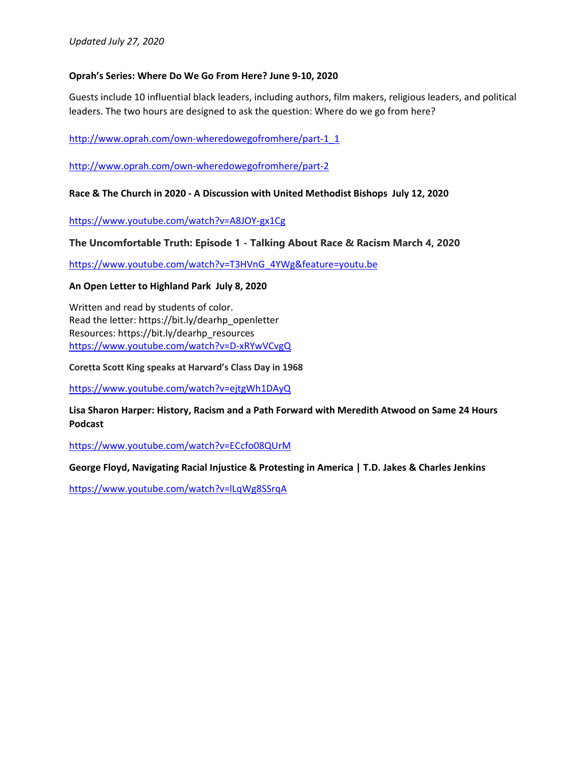*Updated July 27, 2020*

**Oprah's Series: Where Do We Go From Here? June 9-10, 2020**

Guests include 10 influential black leaders, including authors, film makers, religious leaders, and political leaders. The two hours are designed to ask the question: Where do we go from here?

http://www.oprah.com/own-wheredowegofromhere/part-1_1

http://www.oprah.com/own-wheredowegofromhere/part-2

**Race & The Church in 2020 - A Discussion with United Methodist Bishops July 12, 2020**

https://www.youtube.com/watch?v=A8JOY-gx1Cg

**The Uncomfortable Truth: Episode 1 - Talking About Race & Racism March 4, 2020**

https://www.youtube.com/watch?v=T3HVnG_4YWg&feature=youtu.be

**An Open Letter to Highland Park July 8, 2020**

Written and read by students of color.
Read the letter: https://bit.ly/dearhp_openletter
Resources: https://bit.ly/dearhp_resources
https://www.youtube.com/watch?v=D-xRYwVCvgQ

**Coretta Scott King speaks at Harvard's Class Day in 1968**

https://www.youtube.com/watch?v=ejtgWh1DAyQ

**Lisa Sharon Harper: History, Racism and a Path Forward with Meredith Atwood on Same 24 Hours Podcast**

https://www.youtube.com/watch?v=ECcfo08QUrM

**George Floyd, Navigating Racial Injustice & Protesting in America | T.D. Jakes & Charles Jenkins**

https://www.youtube.com/watch?v=lLqWg8SSrqA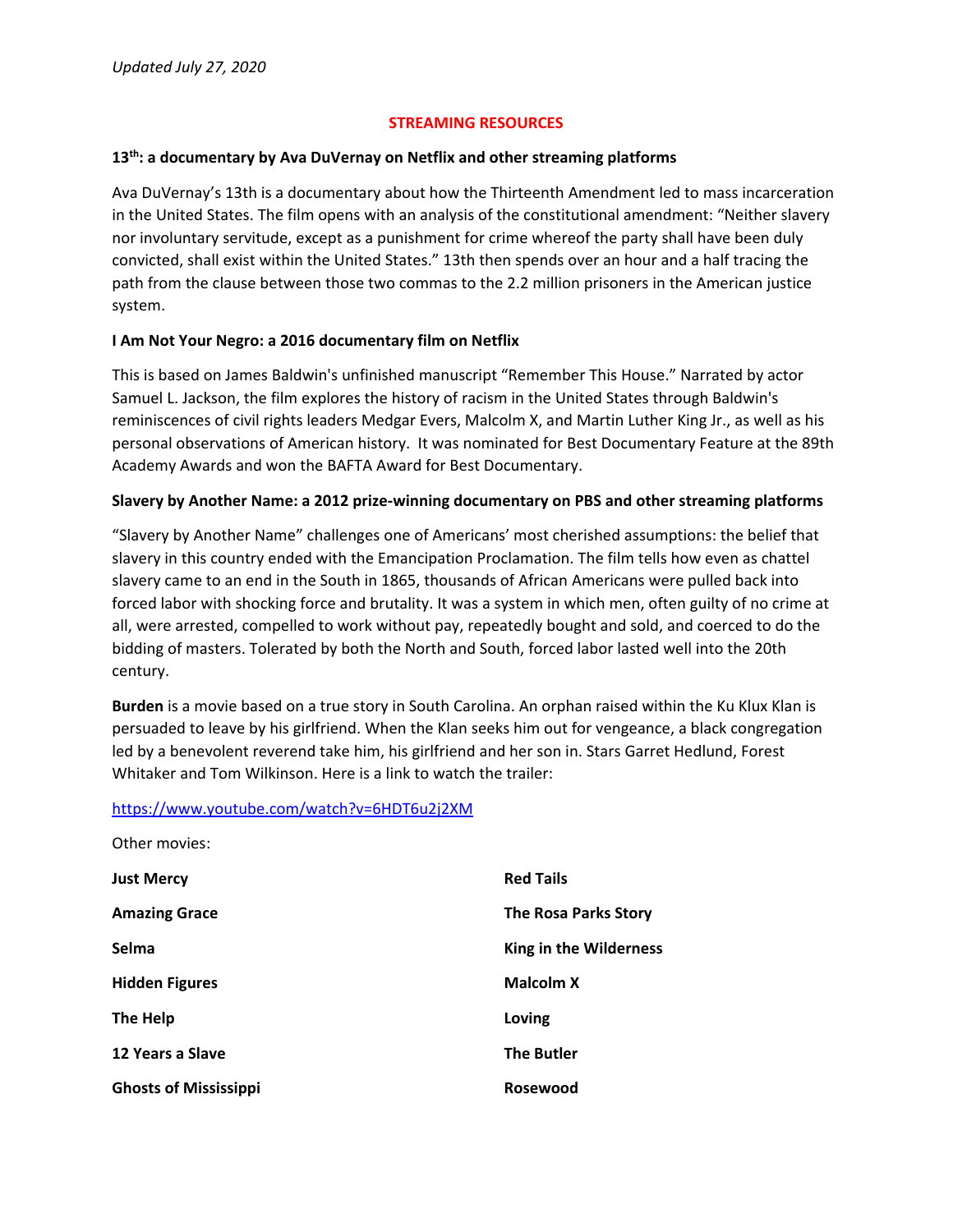*Updated July 27, 2020*

## STREAMING RESOURCES

**13th: a documentary by Ava DuVernay on Netflix and other streaming platforms**

Ava DuVernay's 13th is a documentary about how the Thirteenth Amendment led to mass incarceration in the United States. The film opens with an analysis of the constitutional amendment: "Neither slavery nor involuntary servitude, except as a punishment for crime whereof the party shall have been duly convicted, shall exist within the United States." 13th then spends over an hour and a half tracing the path from the clause between those two commas to the 2.2 million prisoners in the American justice system.

**I Am Not Your Negro: a 2016 documentary film on Netflix**

This is based on James Baldwin's unfinished manuscript "Remember This House." Narrated by actor Samuel L. Jackson, the film explores the history of racism in the United States through Baldwin's reminiscences of civil rights leaders Medgar Evers, Malcolm X, and Martin Luther King Jr., as well as his personal observations of American history. It was nominated for Best Documentary Feature at the 89th Academy Awards and won the BAFTA Award for Best Documentary.

**Slavery by Another Name: a 2012 prize-winning documentary on PBS and other streaming platforms**

"Slavery by Another Name" challenges one of Americans' most cherished assumptions: the belief that slavery in this country ended with the Emancipation Proclamation. The film tells how even as chattel slavery came to an end in the South in 1865, thousands of African Americans were pulled back into forced labor with shocking force and brutality. It was a system in which men, often guilty of no crime at all, were arrested, compelled to work without pay, repeatedly bought and sold, and coerced to do the bidding of masters. Tolerated by both the North and South, forced labor lasted well into the 20th century.

**Burden** is a movie based on a true story in South Carolina. An orphan raised within the Ku Klux Klan is persuaded to leave by his girlfriend. When the Klan seeks him out for vengeance, a black congregation led by a benevolent reverend take him, his girlfriend and her son in. Stars Garret Hedlund, Forest Whitaker and Tom Wilkinson. Here is a link to watch the trailer:

https://www.youtube.com/watch?v=6HDT6u2j2XM

Other movies:

- **Just Mercy**
- **Amazing Grace**
- **Selma**
- **Hidden Figures**
- **The Help**
- **12 Years a Slave**
- **Ghosts of Mississippi**
- **Red Tails**
- **The Rosa Parks Story**
- **King in the Wilderness**
- **Malcolm X**
- **Loving**
- **The Butler**
- **Rosewood**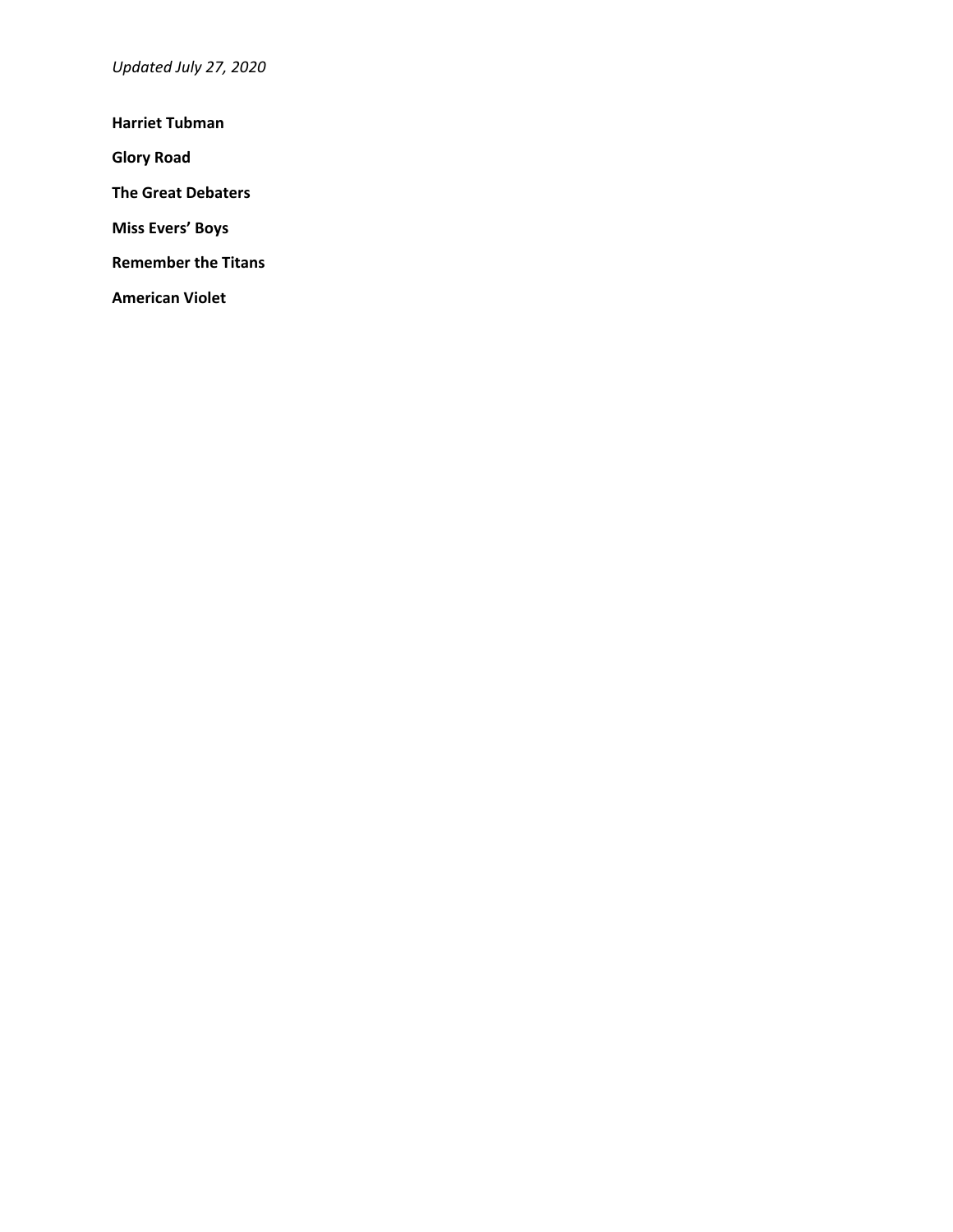*Updated July 27, 2020*

**Harriet Tubman**

**Glory Road**

**The Great Debaters**

**Miss Evers' Boys**

**Remember the Titans**

**American Violet**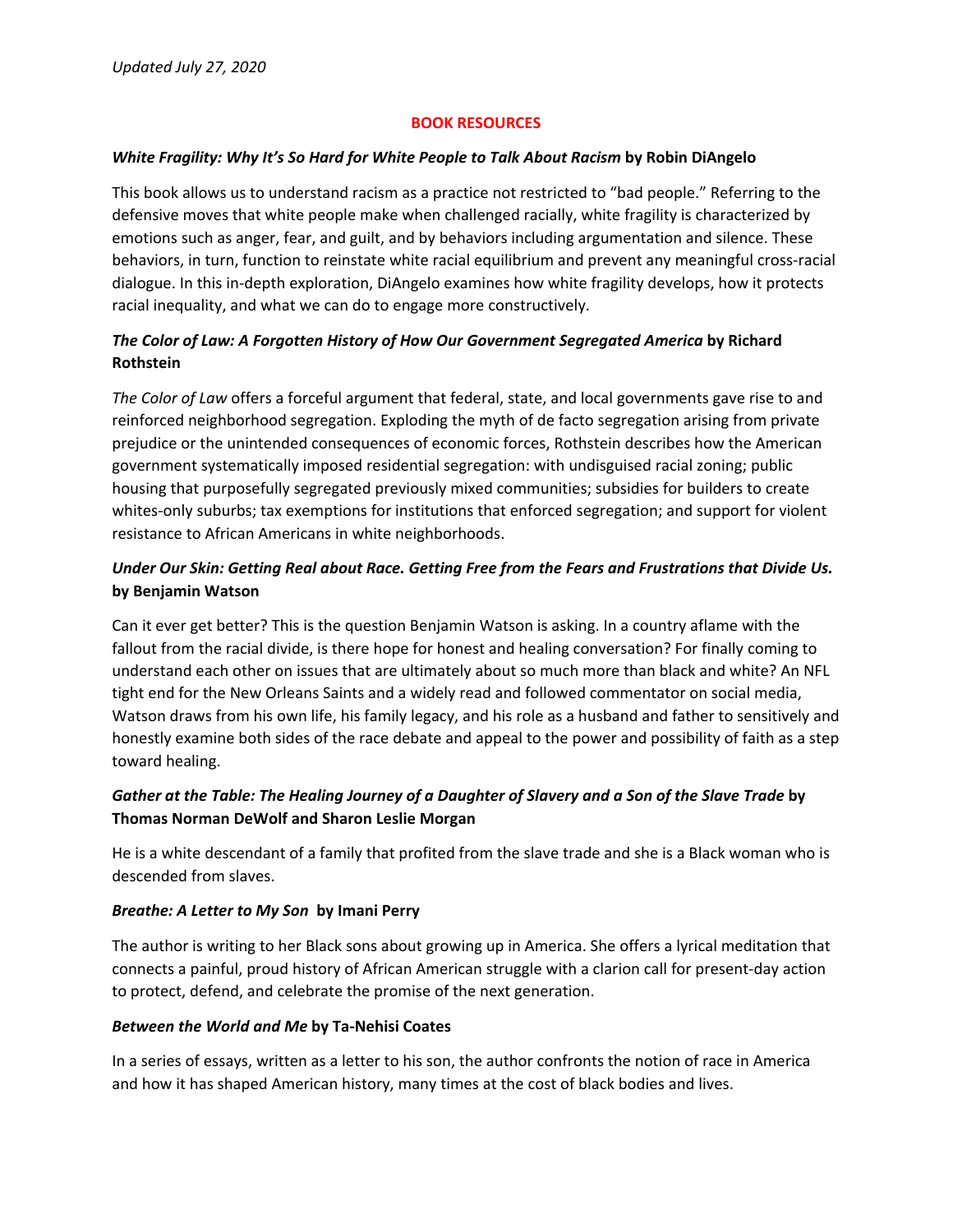*Updated July 27, 2020*

## BOOK RESOURCES

***White Fragility: Why It's So Hard for White People to Talk About Racism* by Robin DiAngelo**

This book allows us to understand racism as a practice not restricted to "bad people." Referring to the defensive moves that white people make when challenged racially, white fragility is characterized by emotions such as anger, fear, and guilt, and by behaviors including argumentation and silence. These behaviors, in turn, function to reinstate white racial equilibrium and prevent any meaningful cross-racial dialogue. In this in-depth exploration, DiAngelo examines how white fragility develops, how it protects racial inequality, and what we can do to engage more constructively.

***The Color of Law: A Forgotten History of How Our Government Segregated America* by Richard Rothstein**

*The Color of Law* offers a forceful argument that federal, state, and local governments gave rise to and reinforced neighborhood segregation. Exploding the myth of de facto segregation arising from private prejudice or the unintended consequences of economic forces, Rothstein describes how the American government systematically imposed residential segregation: with undisguised racial zoning; public housing that purposefully segregated previously mixed communities; subsidies for builders to create whites-only suburbs; tax exemptions for institutions that enforced segregation; and support for violent resistance to African Americans in white neighborhoods.

***Under Our Skin: Getting Real about Race. Getting Free from the Fears and Frustrations that Divide Us.* by Benjamin Watson**

Can it ever get better? This is the question Benjamin Watson is asking. In a country aflame with the fallout from the racial divide, is there hope for honest and healing conversation? For finally coming to understand each other on issues that are ultimately about so much more than black and white? An NFL tight end for the New Orleans Saints and a widely read and followed commentator on social media, Watson draws from his own life, his family legacy, and his role as a husband and father to sensitively and honestly examine both sides of the race debate and appeal to the power and possibility of faith as a step toward healing.

***Gather at the Table: The Healing Journey of a Daughter of Slavery and a Son of the Slave Trade* by Thomas Norman DeWolf and Sharon Leslie Morgan**

He is a white descendant of a family that profited from the slave trade and she is a Black woman who is descended from slaves.

***Breathe: A Letter to My Son* by Imani Perry**

The author is writing to her Black sons about growing up in America. She offers a lyrical meditation that connects a painful, proud history of African American struggle with a clarion call for present-day action to protect, defend, and celebrate the promise of the next generation.

***Between the World and Me* by Ta-Nehisi Coates**

In a series of essays, written as a letter to his son, the author confronts the notion of race in America and how it has shaped American history, many times at the cost of black bodies and lives.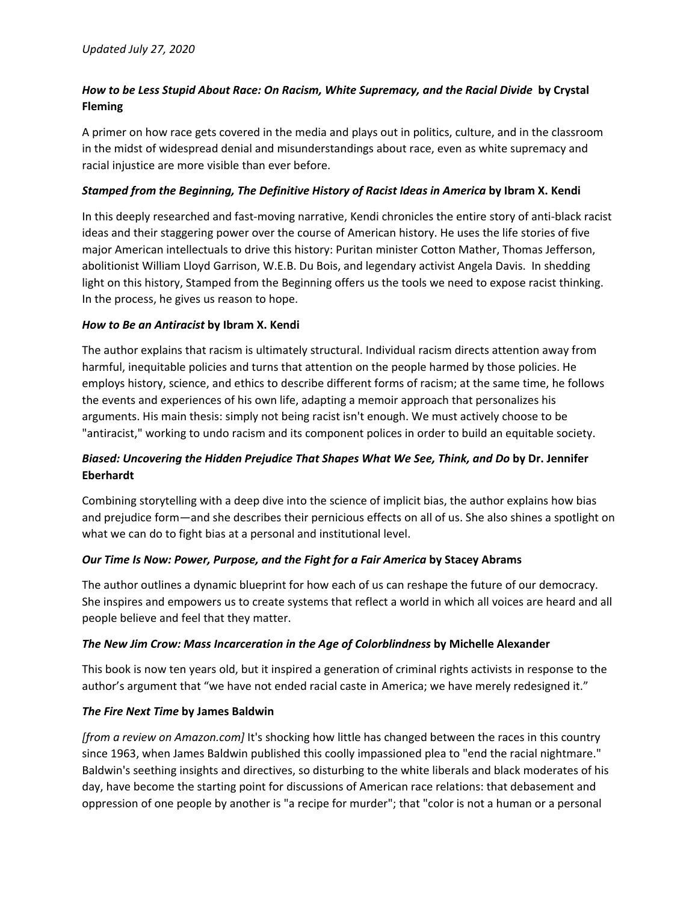*Updated July 27, 2020*

***How to be Less Stupid About Race: On Racism, White Supremacy, and the Racial Divide* by Crystal Fleming**

A primer on how race gets covered in the media and plays out in politics, culture, and in the classroom in the midst of widespread denial and misunderstandings about race, even as white supremacy and racial injustice are more visible than ever before.

***Stamped from the Beginning, The Definitive History of Racist Ideas in America* by Ibram X. Kendi**

In this deeply researched and fast-moving narrative, Kendi chronicles the entire story of anti-black racist ideas and their staggering power over the course of American history. He uses the life stories of five major American intellectuals to drive this history: Puritan minister Cotton Mather, Thomas Jefferson, abolitionist William Lloyd Garrison, W.E.B. Du Bois, and legendary activist Angela Davis. In shedding light on this history, Stamped from the Beginning offers us the tools we need to expose racist thinking. In the process, he gives us reason to hope.

***How to Be an Antiracist* by Ibram X. Kendi**

The author explains that racism is ultimately structural. Individual racism directs attention away from harmful, inequitable policies and turns that attention on the people harmed by those policies. He employs history, science, and ethics to describe different forms of racism; at the same time, he follows the events and experiences of his own life, adapting a memoir approach that personalizes his arguments. His main thesis: simply not being racist isn't enough. We must actively choose to be "antiracist," working to undo racism and its component polices in order to build an equitable society.

***Biased: Uncovering the Hidden Prejudice That Shapes What We See, Think, and Do* by Dr. Jennifer Eberhardt**

Combining storytelling with a deep dive into the science of implicit bias, the author explains how bias and prejudice form—and she describes their pernicious effects on all of us. She also shines a spotlight on what we can do to fight bias at a personal and institutional level.

***Our Time Is Now: Power, Purpose, and the Fight for a Fair America* by Stacey Abrams**

The author outlines a dynamic blueprint for how each of us can reshape the future of our democracy. She inspires and empowers us to create systems that reflect a world in which all voices are heard and all people believe and feel that they matter.

***The New Jim Crow: Mass Incarceration in the Age of Colorblindness* by Michelle Alexander**

This book is now ten years old, but it inspired a generation of criminal rights activists in response to the author's argument that "we have not ended racial caste in America; we have merely redesigned it."

***The Fire Next Time* by James Baldwin**

*[from a review on Amazon.com]* It's shocking how little has changed between the races in this country since 1963, when James Baldwin published this coolly impassioned plea to "end the racial nightmare." Baldwin's seething insights and directives, so disturbing to the white liberals and black moderates of his day, have become the starting point for discussions of American race relations: that debasement and oppression of one people by another is "a recipe for murder"; that "color is not a human or a personal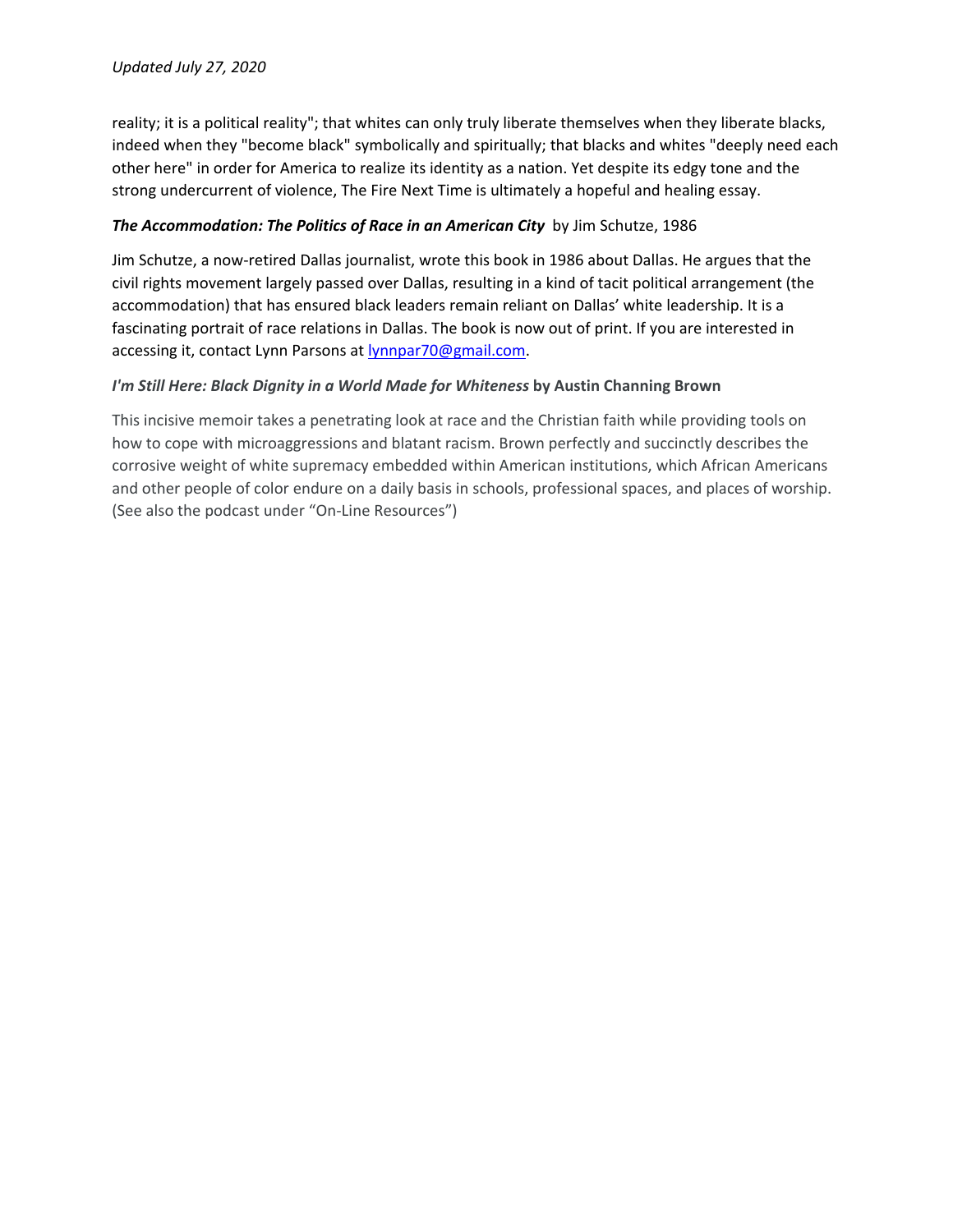reality; it is a political reality"; that whites can only truly liberate themselves when they liberate blacks, indeed when they "become black" symbolically and spiritually; that blacks and whites "deeply need each other here" in order for America to realize its identity as a nation. Yet despite its edgy tone and the strong undercurrent of violence, The Fire Next Time is ultimately a hopeful and healing essay.

***The Accommodation: The Politics of Race in an American City*** by Jim Schutze, 1986

Jim Schutze, a now-retired Dallas journalist, wrote this book in 1986 about Dallas. He argues that the civil rights movement largely passed over Dallas, resulting in a kind of tacit political arrangement (the accommodation) that has ensured black leaders remain reliant on Dallas' white leadership. It is a fascinating portrait of race relations in Dallas. The book is now out of print. If you are interested in accessing it, contact Lynn Parsons at lynnpar70@gmail.com.

***I'm Still Here: Black Dignity in a World Made for Whiteness*** **by Austin Channing Brown**

This incisive memoir takes a penetrating look at race and the Christian faith while providing tools on how to cope with microaggressions and blatant racism. Brown perfectly and succinctly describes the corrosive weight of white supremacy embedded within American institutions, which African Americans and other people of color endure on a daily basis in schools, professional spaces, and places of worship. (See also the podcast under "On-Line Resources")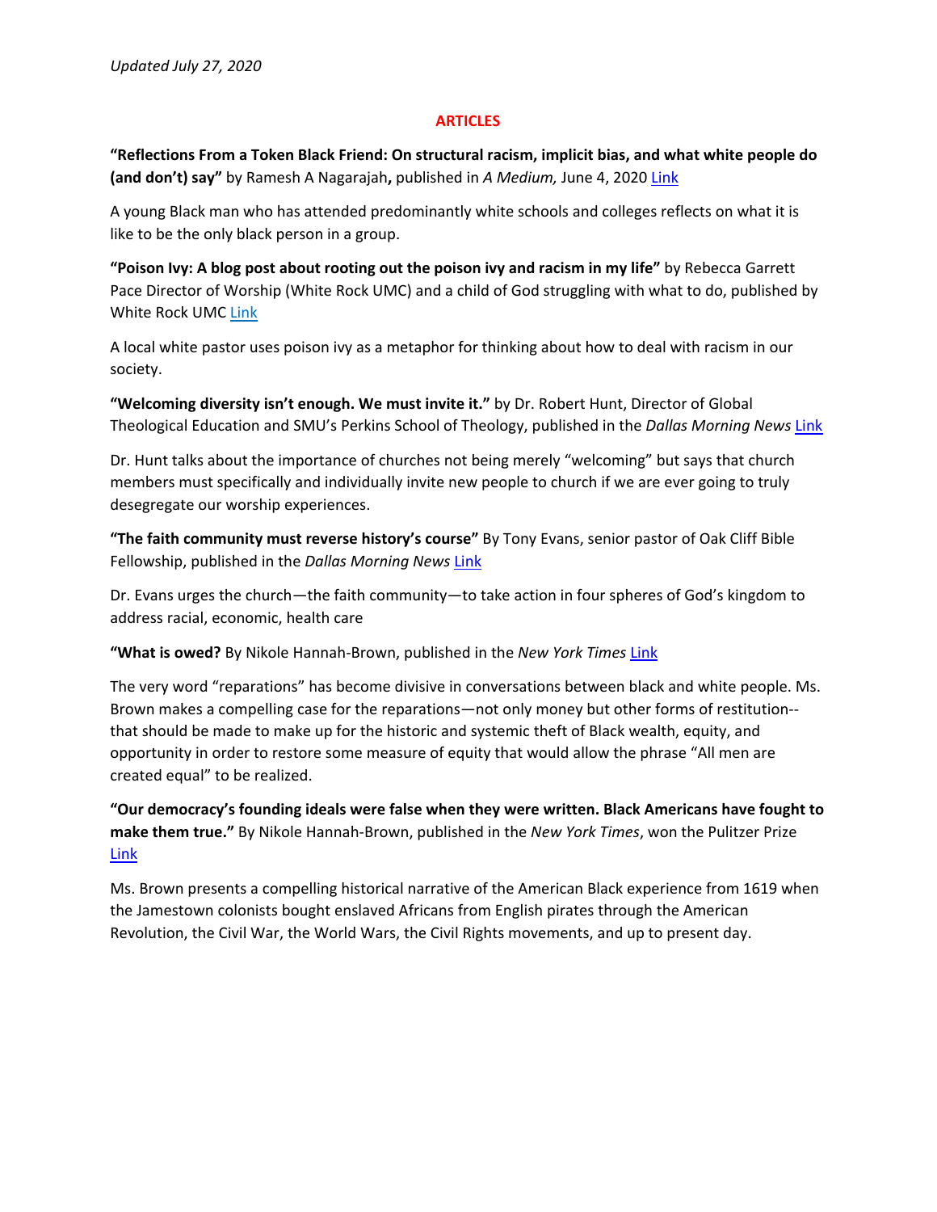*Updated July 27, 2020*

## ARTICLES

**"Reflections From a Token Black Friend: On structural racism, implicit bias, and what white people do (and don't) say"** by Ramesh A Nagarajah**,** published in *A Medium,* June 4, 2020 Link

A young Black man who has attended predominantly white schools and colleges reflects on what it is like to be the only black person in a group.

**"Poison Ivy: A blog post about rooting out the poison ivy and racism in my life"** by Rebecca Garrett Pace Director of Worship (White Rock UMC) and a child of God struggling with what to do, published by White Rock UMC Link

A local white pastor uses poison ivy as a metaphor for thinking about how to deal with racism in our society.

**"Welcoming diversity isn't enough. We must invite it."** by Dr. Robert Hunt, Director of Global Theological Education and SMU's Perkins School of Theology, published in the *Dallas Morning News* Link

Dr. Hunt talks about the importance of churches not being merely "welcoming" but says that church members must specifically and individually invite new people to church if we are ever going to truly desegregate our worship experiences.

**"The faith community must reverse history's course"** By Tony Evans, senior pastor of Oak Cliff Bible Fellowship, published in the *Dallas Morning News* Link

Dr. Evans urges the church—the faith community—to take action in four spheres of God's kingdom to address racial, economic, health care

**"What is owed?** By Nikole Hannah-Brown, published in the *New York Times* Link

The very word "reparations" has become divisive in conversations between black and white people. Ms. Brown makes a compelling case for the reparations—not only money but other forms of restitution--that should be made to make up for the historic and systemic theft of Black wealth, equity, and opportunity in order to restore some measure of equity that would allow the phrase "All men are created equal" to be realized.

**"Our democracy's founding ideals were false when they were written. Black Americans have fought to make them true."** By Nikole Hannah-Brown, published in the *New York Times*, won the Pulitzer Prize Link

Ms. Brown presents a compelling historical narrative of the American Black experience from 1619 when the Jamestown colonists bought enslaved Africans from English pirates through the American Revolution, the Civil War, the World Wars, the Civil Rights movements, and up to present day.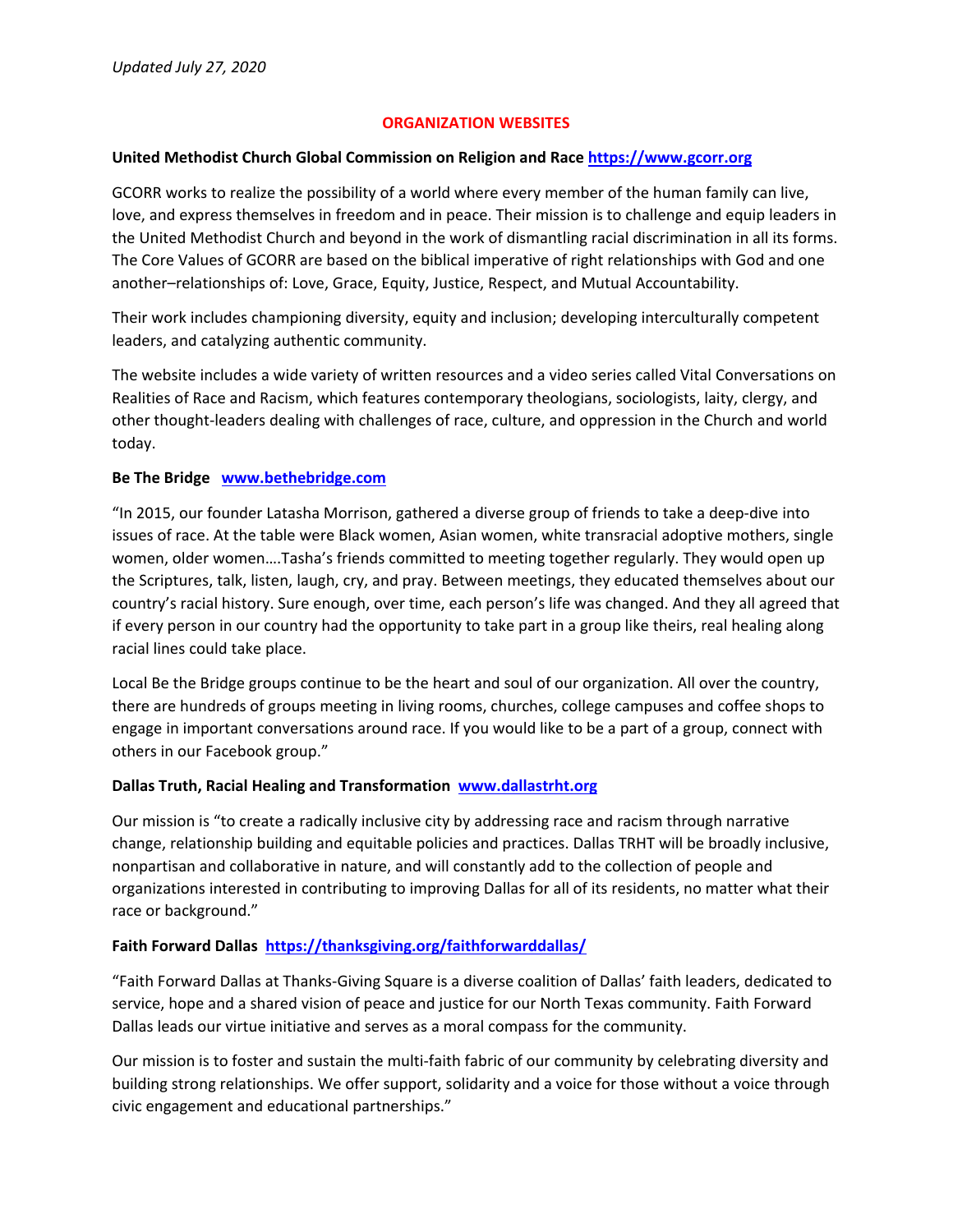*Updated July 27, 2020*

## ORGANIZATION WEBSITES

**United Methodist Church Global Commission on Religion and Race https://www.gcorr.org**

GCORR works to realize the possibility of a world where every member of the human family can live, love, and express themselves in freedom and in peace. Their mission is to challenge and equip leaders in the United Methodist Church and beyond in the work of dismantling racial discrimination in all its forms. The Core Values of GCORR are based on the biblical imperative of right relationships with God and one another–relationships of: Love, Grace, Equity, Justice, Respect, and Mutual Accountability.

Their work includes championing diversity, equity and inclusion; developing interculturally competent leaders, and catalyzing authentic community.

The website includes a wide variety of written resources and a video series called Vital Conversations on Realities of Race and Racism, which features contemporary theologians, sociologists, laity, clergy, and other thought-leaders dealing with challenges of race, culture, and oppression in the Church and world today.

**Be The Bridge www.bethebridge.com**

"In 2015, our founder Latasha Morrison, gathered a diverse group of friends to take a deep-dive into issues of race. At the table were Black women, Asian women, white transracial adoptive mothers, single women, older women….Tasha's friends committed to meeting together regularly. They would open up the Scriptures, talk, listen, laugh, cry, and pray. Between meetings, they educated themselves about our country's racial history. Sure enough, over time, each person's life was changed. And they all agreed that if every person in our country had the opportunity to take part in a group like theirs, real healing along racial lines could take place.

Local Be the Bridge groups continue to be the heart and soul of our organization. All over the country, there are hundreds of groups meeting in living rooms, churches, college campuses and coffee shops to engage in important conversations around race. If you would like to be a part of a group, connect with others in our Facebook group."

**Dallas Truth, Racial Healing and Transformation www.dallastrht.org**

Our mission is "to create a radically inclusive city by addressing race and racism through narrative change, relationship building and equitable policies and practices. Dallas TRHT will be broadly inclusive, nonpartisan and collaborative in nature, and will constantly add to the collection of people and organizations interested in contributing to improving Dallas for all of its residents, no matter what their race or background."

**Faith Forward Dallas https://thanksgiving.org/faithforwarddallas/**

"Faith Forward Dallas at Thanks-Giving Square is a diverse coalition of Dallas' faith leaders, dedicated to service, hope and a shared vision of peace and justice for our North Texas community. Faith Forward Dallas leads our virtue initiative and serves as a moral compass for the community.

Our mission is to foster and sustain the multi-faith fabric of our community by celebrating diversity and building strong relationships. We offer support, solidarity and a voice for those without a voice through civic engagement and educational partnerships."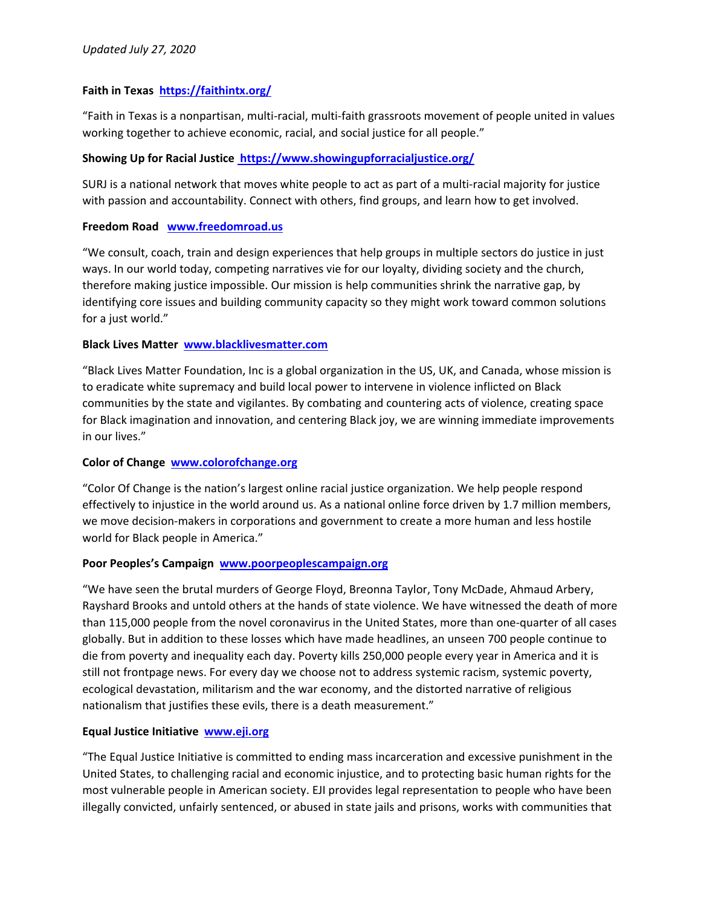*Updated July 27, 2020*

**Faith in Texas** [https://faithintx.org/](https://faithintx.org/)

"Faith in Texas is a nonpartisan, multi-racial, multi-faith grassroots movement of people united in values working together to achieve economic, racial, and social justice for all people."

**Showing Up for Racial Justice** [https://www.showingupforracialjustice.org/](https://www.showingupforracialjustice.org/)

SURJ is a national network that moves white people to act as part of a multi-racial majority for justice with passion and accountability. Connect with others, find groups, and learn how to get involved.

**Freedom Road** [www.freedomroad.us](www.freedomroad.us)

"We consult, coach, train and design experiences that help groups in multiple sectors do justice in just ways. In our world today, competing narratives vie for our loyalty, dividing society and the church, therefore making justice impossible. Our mission is help communities shrink the narrative gap, by identifying core issues and building community capacity so they might work toward common solutions for a just world."

**Black Lives Matter** [www.blacklivesmatter.com](www.blacklivesmatter.com)

"Black Lives Matter Foundation, Inc is a global organization in the US, UK, and Canada, whose mission is to eradicate white supremacy and build local power to intervene in violence inflicted on Black communities by the state and vigilantes. By combating and countering acts of violence, creating space for Black imagination and innovation, and centering Black joy, we are winning immediate improvements in our lives."

**Color of Change** [www.colorofchange.org](www.colorofchange.org)

"Color Of Change is the nation's largest online racial justice organization. We help people respond effectively to injustice in the world around us. As a national online force driven by 1.7 million members, we move decision-makers in corporations and government to create a more human and less hostile world for Black people in America."

**Poor Peoples's Campaign** [www.poorpeoplescampaign.org](www.poorpeoplescampaign.org)

"We have seen the brutal murders of George Floyd, Breonna Taylor, Tony McDade, Ahmaud Arbery, Rayshard Brooks and untold others at the hands of state violence. We have witnessed the death of more than 115,000 people from the novel coronavirus in the United States, more than one-quarter of all cases globally. But in addition to these losses which have made headlines, an unseen 700 people continue to die from poverty and inequality each day. Poverty kills 250,000 people every year in America and it is still not frontpage news. For every day we choose not to address systemic racism, systemic poverty, ecological devastation, militarism and the war economy, and the distorted narrative of religious nationalism that justifies these evils, there is a death measurement."

**Equal Justice Initiative** [www.eji.org](www.eji.org)

"The Equal Justice Initiative is committed to ending mass incarceration and excessive punishment in the United States, to challenging racial and economic injustice, and to protecting basic human rights for the most vulnerable people in American society. EJI provides legal representation to people who have been illegally convicted, unfairly sentenced, or abused in state jails and prisons, works with communities that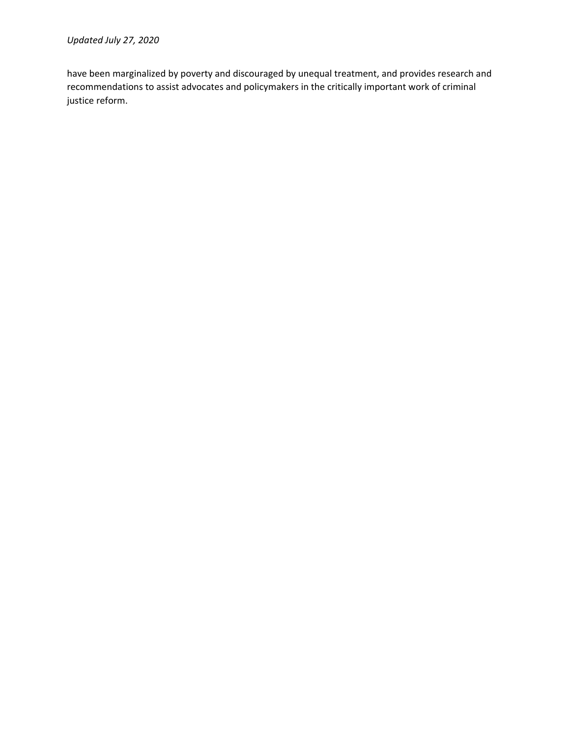have been marginalized by poverty and discouraged by unequal treatment, and provides research and recommendations to assist advocates and policymakers in the critically important work of criminal justice reform.